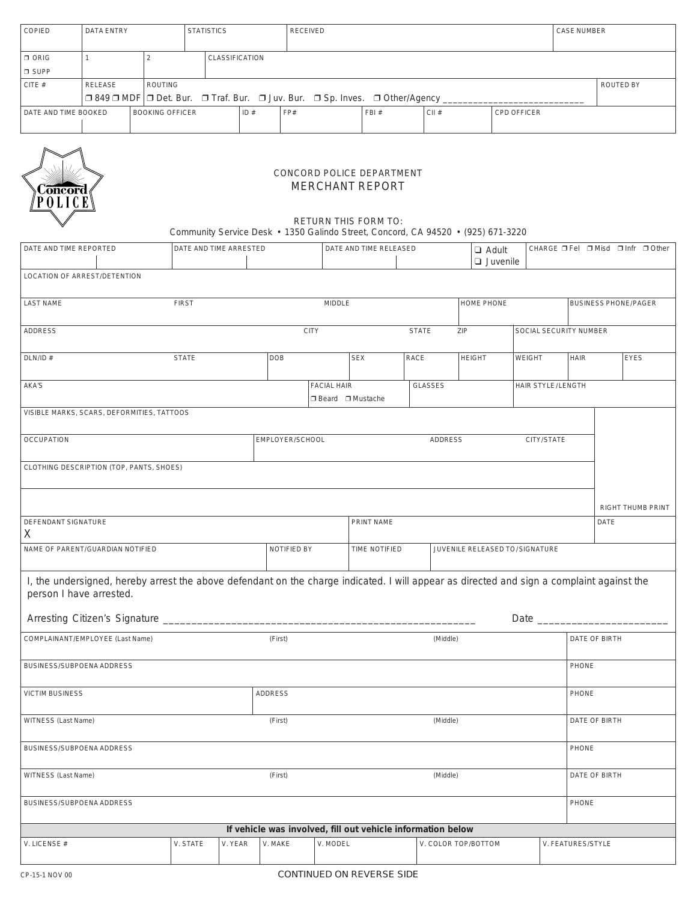| COPIED | DATA ENTRY | STATISTICS | RECEIVED | CASE NUMBER |
|---|---|---|---|---|
| | | | | |

| ❒ ORIG ❒ SUPP | 1 | 2 | CLASSIFICATION |
|---|---|---|---|

| CITE # | RELEASE | ROUTING | ROUTED BY |
|---|---|---|---|
| | ❒ 849 ❒ MDF | ❒ Det. Bur. ❒ Traf. Bur. ❒ Juv. Bur. ❒ Sp. Inves. ❒ Other/Agency ____________________________ | |

| DATE AND TIME BOOKED | BOOKING OFFICER | ID # | FP# | FBI # | CII # | CPD OFFICER |
|---|---|---|---|---|---|---|
| | | | | | | |

CONCORD POLICE DEPARTMENT

# MERCHANT REPORT

RETURN THIS FORM TO:
Community Service Desk • 1350 Galindo Street, Concord, CA 94520 • (925) 671-3220

| DATE AND TIME REPORTED | DATE AND TIME ARRESTED | DATE AND TIME RELEASED | ❑ Adult ❑ Juvenile | CHARGE ❒ Fel ❒ Misd ❒ Infr ❒ Other |
|---|---|---|---|---|

LOCATION OF ARREST/DETENTION

| LAST NAME | FIRST | MIDDLE | HOME PHONE | BUSINESS PHONE/PAGER |
|---|---|---|---|---|

| ADDRESS | CITY | STATE | ZIP | SOCIAL SECURITY NUMBER |
|---|---|---|---|---|

| DLN/ID # | STATE | DOB | SEX | RACE | HEIGHT | WEIGHT | HAIR | EYES |
|---|---|---|---|---|---|---|---|---|

| AKA'S | FACIAL HAIR ❒ Beard ❒ Mustache | GLASSES | HAIR STYLE/LENGTH |
|---|---|---|---|

VISIBLE MARKS, SCARS, DEFORMITIES, TATTOOS

| OCCUPATION | EMPLOYER/SCHOOL | ADDRESS | CITY/STATE |
|---|---|---|---|

CLOTHING DESCRIPTION (TOP, PANTS, SHOES)

RIGHT THUMB PRINT

| DEFENDANT SIGNATURE | PRINT NAME | DATE |
|---|---|---|
| X | | |

| NAME OF PARENT/GUARDIAN NOTIFIED | NOTIFIED BY | TIME NOTIFIED | JUVENILE RELEASED TO/SIGNATURE |
|---|---|---|---|

I, the undersigned, hereby arrest the above defendant on the charge indicated. I will appear as directed and sign a complaint against the person I have arrested.

Arresting Citizen's Signature ______________________________________________________ Date ______________________

| COMPLAINANT/EMPLOYEE (Last Name) | (First) | (Middle) | DATE OF BIRTH |
|---|---|---|---|

| BUSINESS/SUBPOENA ADDRESS | PHONE |
|---|---|

| VICTIM BUSINESS | ADDRESS | PHONE |
|---|---|---|

| WITNESS (Last Name) | (First) | (Middle) | DATE OF BIRTH |
|---|---|---|---|

| BUSINESS/SUBPOENA ADDRESS | PHONE |
|---|---|

| WITNESS (Last Name) | (First) | (Middle) | DATE OF BIRTH |
|---|---|---|---|

| BUSINESS/SUBPOENA ADDRESS | PHONE |
|---|---|

**If vehicle was involved, fill out vehicle information below**

| V. LICENSE # | V. STATE | V. YEAR | V. MAKE | V. MODEL | V. COLOR TOP/BOTTOM | V. FEATURES/STYLE |
|---|---|---|---|---|---|---|

CP-15-1 NOV 00

CONTINUED ON REVERSE SIDE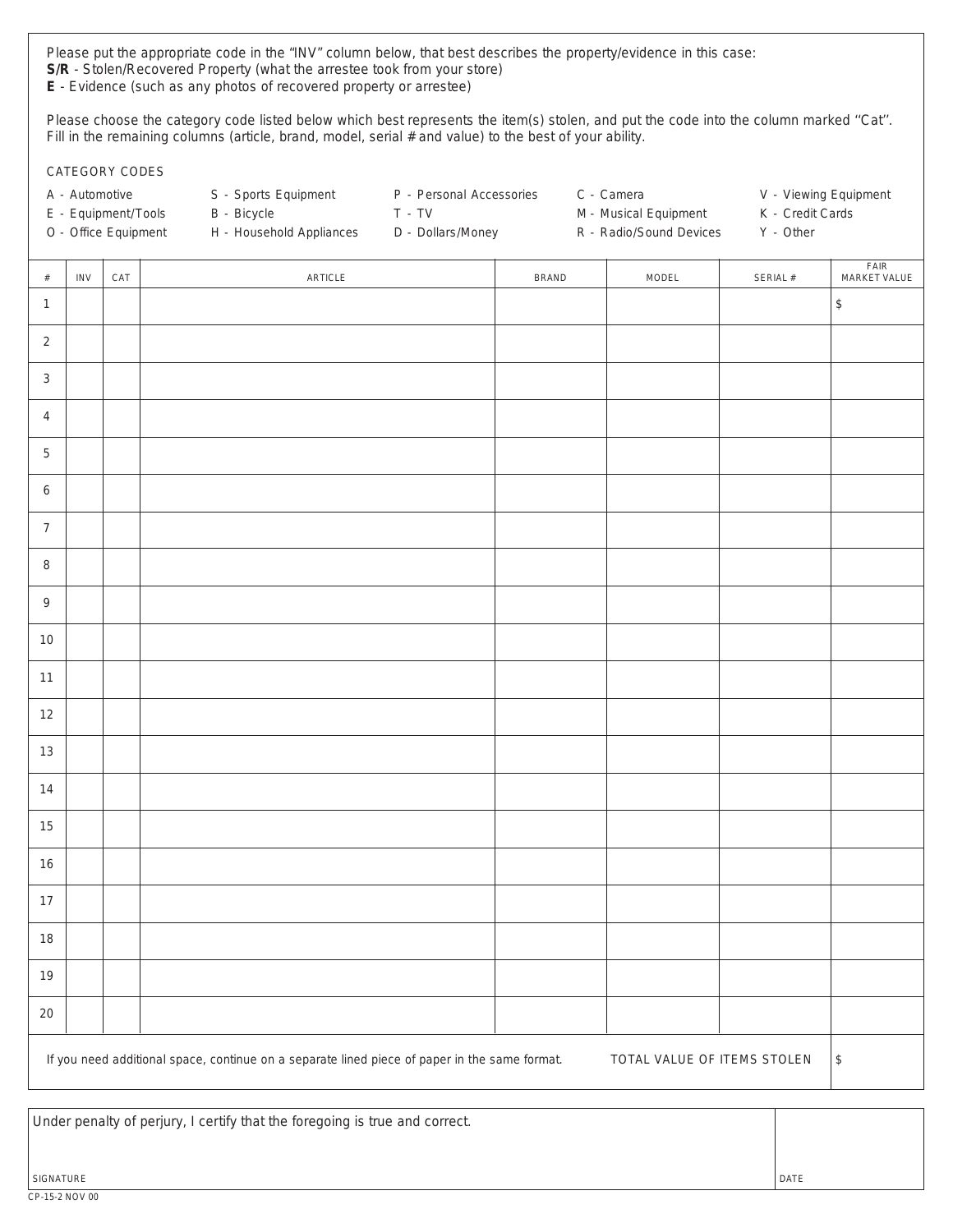Please put the appropriate code in the "INV" column below, that best describes the property/evidence in this case:
**S/R** - Stolen/Recovered Property (what the arrestee took from your store)
**E** - Evidence (such as any photos of recovered property or arrestee)

Please choose the category code listed below which best represents the item(s) stolen, and put the code into the column marked "Cat". Fill in the remaining columns (article, brand, model, serial # and value) to the best of your ability.

CATEGORY CODES

| | | | | |
|---|---|---|---|---|
| A - Automotive | S - Sports Equipment | P - Personal Accessories | C - Camera | V - Viewing Equipment |
| E - Equipment/Tools | B - Bicycle | T - TV | M - Musical Equipment | K - Credit Cards |
| O - Office Equipment | H - Household Appliances | D - Dollars/Money | R - Radio/Sound Devices | Y - Other |

| # | INV | CAT | ARTICLE | BRAND | MODEL | SERIAL # | FAIR MARKET VALUE |
|---|---|---|---|---|---|---|---|
| 1 | | | | | | | $ |
| 2 | | | | | | | |
| 3 | | | | | | | |
| 4 | | | | | | | |
| 5 | | | | | | | |
| 6 | | | | | | | |
| 7 | | | | | | | |
| 8 | | | | | | | |
| 9 | | | | | | | |
| 10 | | | | | | | |
| 11 | | | | | | | |
| 12 | | | | | | | |
| 13 | | | | | | | |
| 14 | | | | | | | |
| 15 | | | | | | | |
| 16 | | | | | | | |
| 17 | | | | | | | |
| 18 | | | | | | | |
| 19 | | | | | | | |
| 20 | | | | | | | |

If you need additional space, continue on a separate lined piece of paper in the same format. TOTAL VALUE OF ITEMS STOLEN $

Under penalty of perjury, I certify that the foregoing is true and correct.

SIGNATURE DATE

CP-15-2 NOV 00